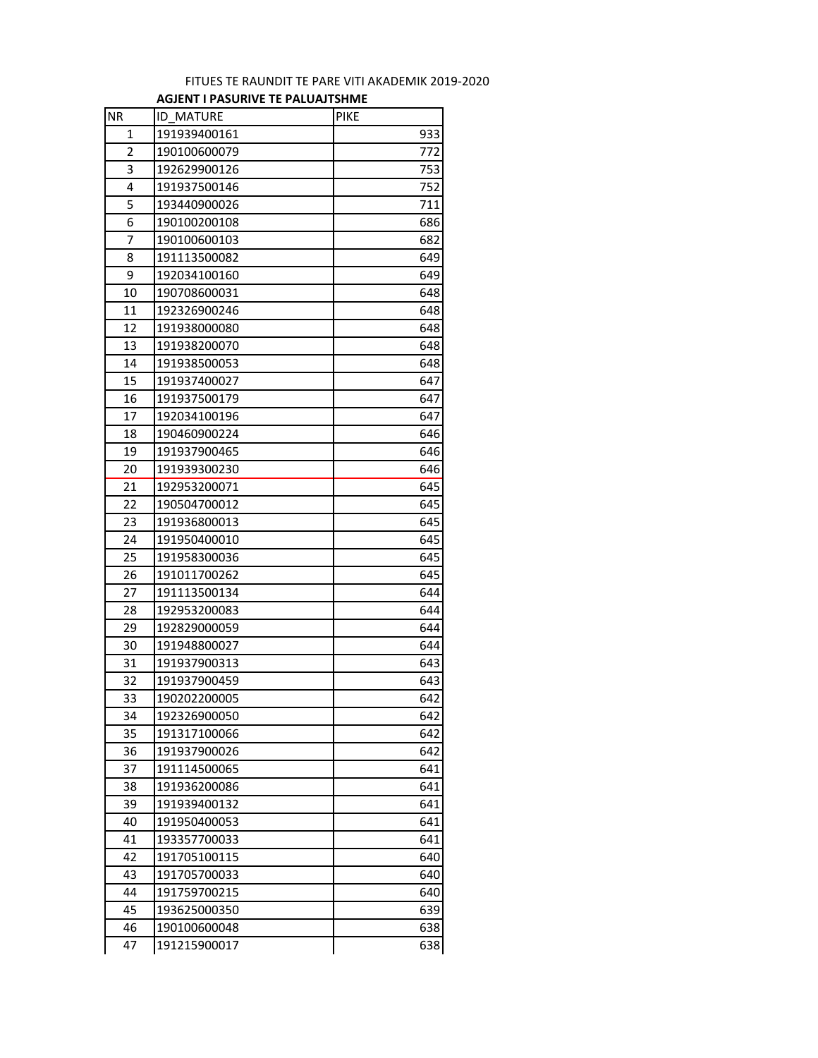FITUES TE RAUNDIT TE PARE VITI AKADEMIK 2019-2020

**AGJENT I PASURIVE TE PALUAJTSHME**

| NR | ID_MATURE | PIKE |
|---|---|---|
| 1 | 191939400161 | 933 |
| 2 | 190100600079 | 772 |
| 3 | 192629900126 | 753 |
| 4 | 191937500146 | 752 |
| 5 | 193440900026 | 711 |
| 6 | 190100200108 | 686 |
| 7 | 190100600103 | 682 |
| 8 | 191113500082 | 649 |
| 9 | 192034100160 | 649 |
| 10 | 190708600031 | 648 |
| 11 | 192326900246 | 648 |
| 12 | 191938000080 | 648 |
| 13 | 191938200070 | 648 |
| 14 | 191938500053 | 648 |
| 15 | 191937400027 | 647 |
| 16 | 191937500179 | 647 |
| 17 | 192034100196 | 647 |
| 18 | 190460900224 | 646 |
| 19 | 191937900465 | 646 |
| 20 | 191939300230 | 646 |
| 21 | 192953200071 | 645 |
| 22 | 190504700012 | 645 |
| 23 | 191936800013 | 645 |
| 24 | 191950400010 | 645 |
| 25 | 191958300036 | 645 |
| 26 | 191011700262 | 645 |
| 27 | 191113500134 | 644 |
| 28 | 192953200083 | 644 |
| 29 | 192829000059 | 644 |
| 30 | 191948800027 | 644 |
| 31 | 191937900313 | 643 |
| 32 | 191937900459 | 643 |
| 33 | 190202200005 | 642 |
| 34 | 192326900050 | 642 |
| 35 | 191317100066 | 642 |
| 36 | 191937900026 | 642 |
| 37 | 191114500065 | 641 |
| 38 | 191936200086 | 641 |
| 39 | 191939400132 | 641 |
| 40 | 191950400053 | 641 |
| 41 | 193357700033 | 641 |
| 42 | 191705100115 | 640 |
| 43 | 191705700033 | 640 |
| 44 | 191759700215 | 640 |
| 45 | 193625000350 | 639 |
| 46 | 190100600048 | 638 |
| 47 | 191215900017 | 638 |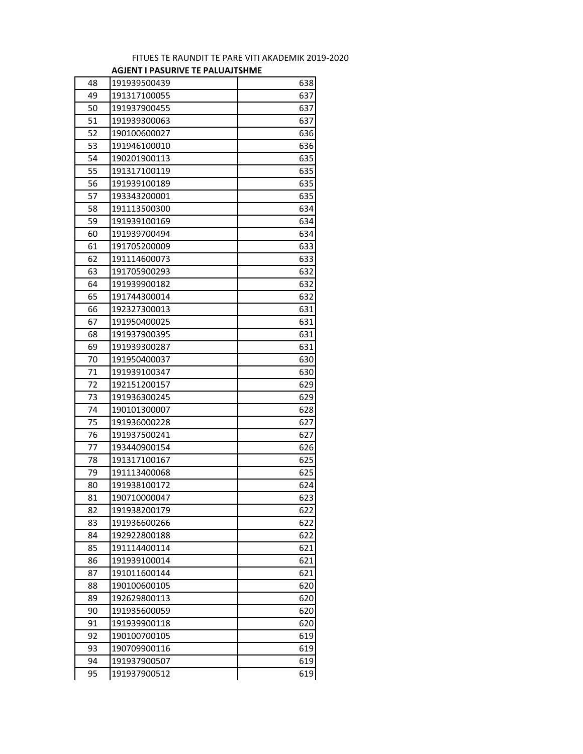FITUES TE RAUNDIT TE PARE VITI AKADEMIK 2019-2020

**AGJENT I PASURIVE TE PALUAJTSHME**

| | | |
|---|---|---|
| 48 | 191939500439 | 638 |
| 49 | 191317100055 | 637 |
| 50 | 191937900455 | 637 |
| 51 | 191939300063 | 637 |
| 52 | 190100600027 | 636 |
| 53 | 191946100010 | 636 |
| 54 | 190201900113 | 635 |
| 55 | 191317100119 | 635 |
| 56 | 191939100189 | 635 |
| 57 | 193343200001 | 635 |
| 58 | 191113500300 | 634 |
| 59 | 191939100169 | 634 |
| 60 | 191939700494 | 634 |
| 61 | 191705200009 | 633 |
| 62 | 191114600073 | 633 |
| 63 | 191705900293 | 632 |
| 64 | 191939900182 | 632 |
| 65 | 191744300014 | 632 |
| 66 | 192327300013 | 631 |
| 67 | 191950400025 | 631 |
| 68 | 191937900395 | 631 |
| 69 | 191939300287 | 631 |
| 70 | 191950400037 | 630 |
| 71 | 191939100347 | 630 |
| 72 | 192151200157 | 629 |
| 73 | 191936300245 | 629 |
| 74 | 190101300007 | 628 |
| 75 | 191936000228 | 627 |
| 76 | 191937500241 | 627 |
| 77 | 193440900154 | 626 |
| 78 | 191317100167 | 625 |
| 79 | 191113400068 | 625 |
| 80 | 191938100172 | 624 |
| 81 | 190710000047 | 623 |
| 82 | 191938200179 | 622 |
| 83 | 191936600266 | 622 |
| 84 | 192922800188 | 622 |
| 85 | 191114400114 | 621 |
| 86 | 191939100014 | 621 |
| 87 | 191011600144 | 621 |
| 88 | 190100600105 | 620 |
| 89 | 192629800113 | 620 |
| 90 | 191935600059 | 620 |
| 91 | 191939900118 | 620 |
| 92 | 190100700105 | 619 |
| 93 | 190709900116 | 619 |
| 94 | 191937900507 | 619 |
| 95 | 191937900512 | 619 |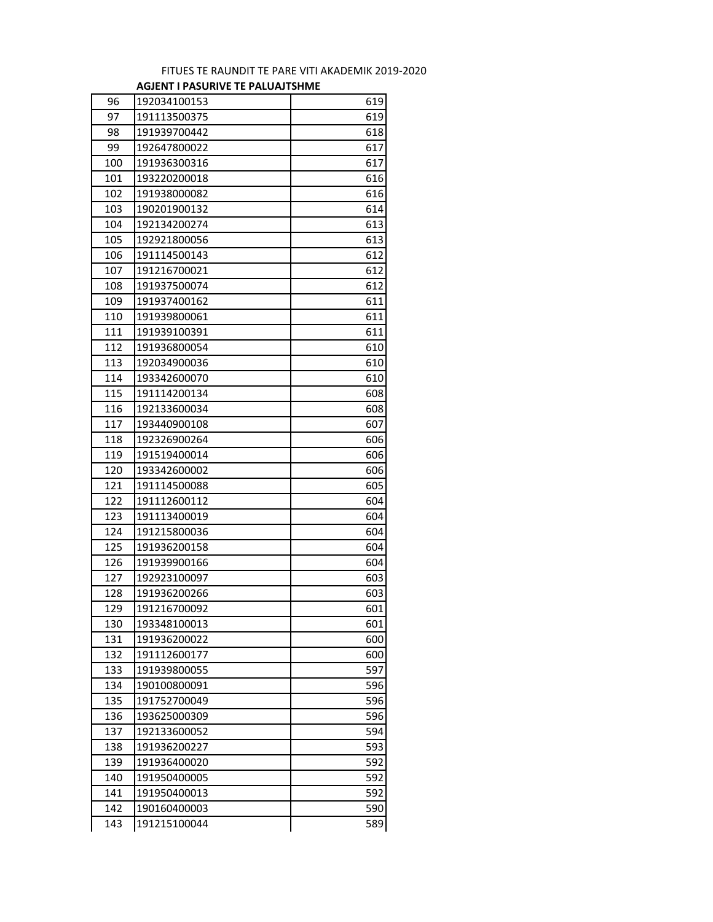FITUES TE RAUNDIT TE PARE VITI AKADEMIK 2019-2020

**AGJENT I PASURIVE TE PALUAJTSHME**

| | | |
|---|---|---|
| 96 | 192034100153 | 619 |
| 97 | 191113500375 | 619 |
| 98 | 191939700442 | 618 |
| 99 | 192647800022 | 617 |
| 100 | 191936300316 | 617 |
| 101 | 193220200018 | 616 |
| 102 | 191938000082 | 616 |
| 103 | 190201900132 | 614 |
| 104 | 192134200274 | 613 |
| 105 | 192921800056 | 613 |
| 106 | 191114500143 | 612 |
| 107 | 191216700021 | 612 |
| 108 | 191937500074 | 612 |
| 109 | 191937400162 | 611 |
| 110 | 191939800061 | 611 |
| 111 | 191939100391 | 611 |
| 112 | 191936800054 | 610 |
| 113 | 192034900036 | 610 |
| 114 | 193342600070 | 610 |
| 115 | 191114200134 | 608 |
| 116 | 192133600034 | 608 |
| 117 | 193440900108 | 607 |
| 118 | 192326900264 | 606 |
| 119 | 191519400014 | 606 |
| 120 | 193342600002 | 606 |
| 121 | 191114500088 | 605 |
| 122 | 191112600112 | 604 |
| 123 | 191113400019 | 604 |
| 124 | 191215800036 | 604 |
| 125 | 191936200158 | 604 |
| 126 | 191939900166 | 604 |
| 127 | 192923100097 | 603 |
| 128 | 191936200266 | 603 |
| 129 | 191216700092 | 601 |
| 130 | 193348100013 | 601 |
| 131 | 191936200022 | 600 |
| 132 | 191112600177 | 600 |
| 133 | 191939800055 | 597 |
| 134 | 190100800091 | 596 |
| 135 | 191752700049 | 596 |
| 136 | 193625000309 | 596 |
| 137 | 192133600052 | 594 |
| 138 | 191936200227 | 593 |
| 139 | 191936400020 | 592 |
| 140 | 191950400005 | 592 |
| 141 | 191950400013 | 592 |
| 142 | 190160400003 | 590 |
| 143 | 191215100044 | 589 |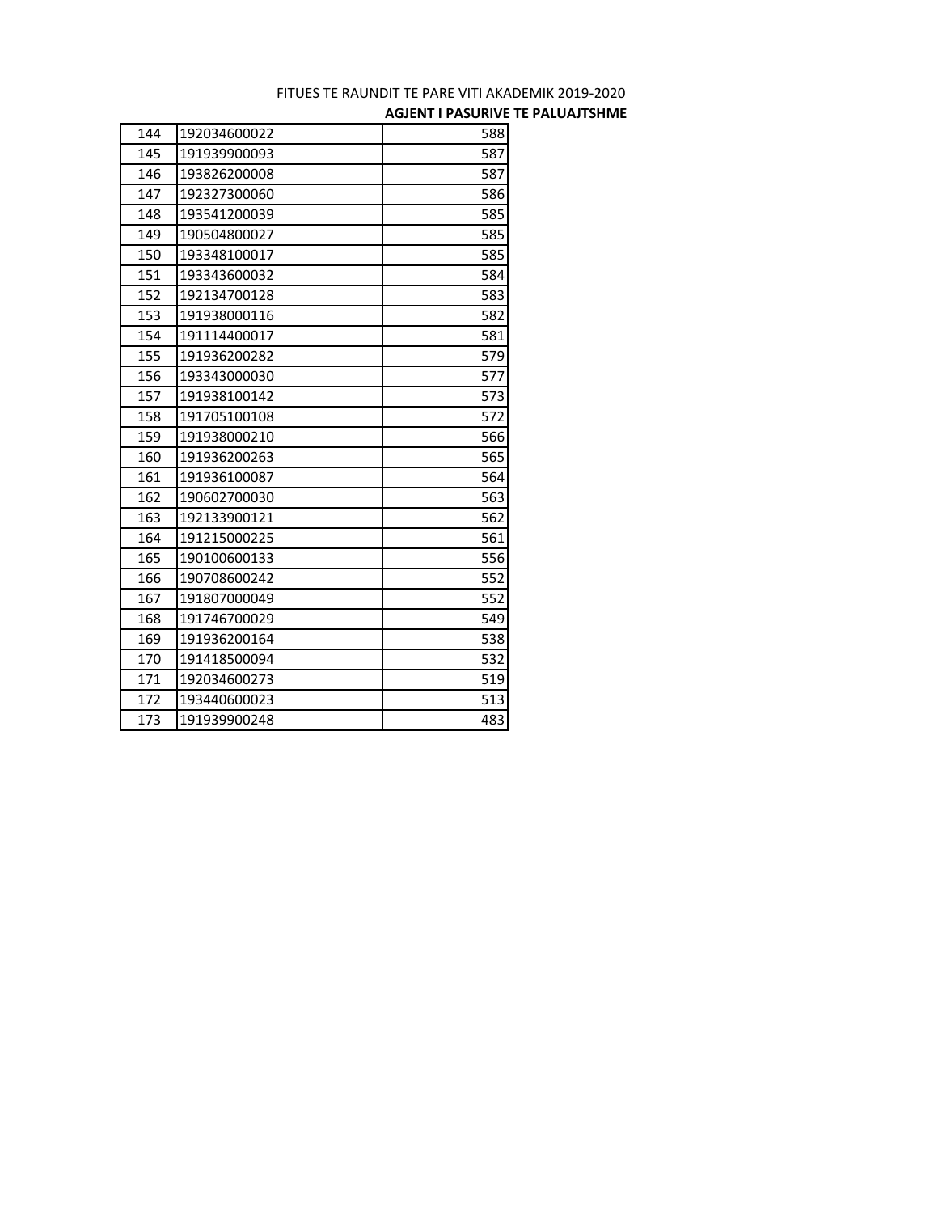FITUES TE RAUNDIT TE PARE VITI AKADEMIK 2019-2020

**AGJENT I PASURIVE TE PALUAJTSHME**

| | | |
|---|---|---|
| 144 | 192034600022 | 588 |
| 145 | 191939900093 | 587 |
| 146 | 193826200008 | 587 |
| 147 | 192327300060 | 586 |
| 148 | 193541200039 | 585 |
| 149 | 190504800027 | 585 |
| 150 | 193348100017 | 585 |
| 151 | 193343600032 | 584 |
| 152 | 192134700128 | 583 |
| 153 | 191938000116 | 582 |
| 154 | 191114400017 | 581 |
| 155 | 191936200282 | 579 |
| 156 | 193343000030 | 577 |
| 157 | 191938100142 | 573 |
| 158 | 191705100108 | 572 |
| 159 | 191938000210 | 566 |
| 160 | 191936200263 | 565 |
| 161 | 191936100087 | 564 |
| 162 | 190602700030 | 563 |
| 163 | 192133900121 | 562 |
| 164 | 191215000225 | 561 |
| 165 | 190100600133 | 556 |
| 166 | 190708600242 | 552 |
| 167 | 191807000049 | 552 |
| 168 | 191746700029 | 549 |
| 169 | 191936200164 | 538 |
| 170 | 191418500094 | 532 |
| 171 | 192034600273 | 519 |
| 172 | 193440600023 | 513 |
| 173 | 191939900248 | 483 |